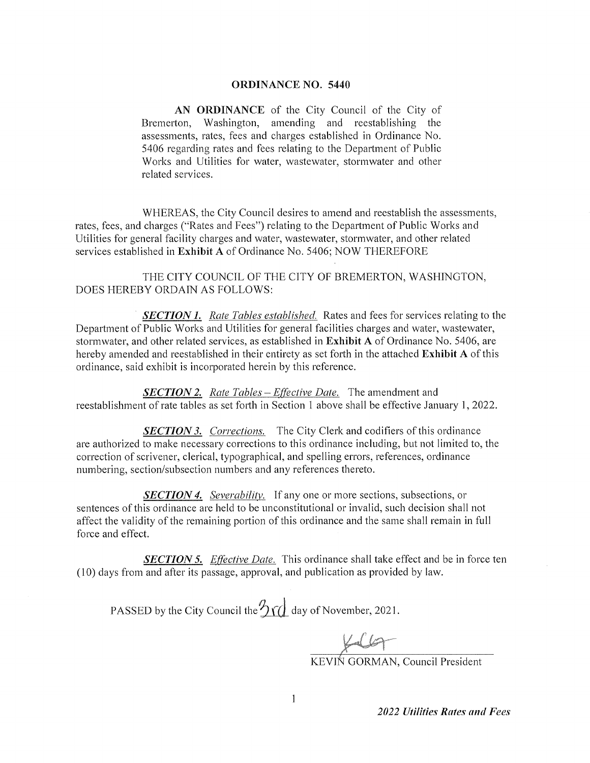# ORDINANCE NO. 5440

**AN ORDINANCE** of the City Council of the City of Bremerton, Washington, amending and reestablishing the assessments, rates, fees and charges established in Ordinance No. 5406 regarding rates and fees relating to the Department of Public Works and Utilities for water, wastewater, stormwater and other related services.

WHEREAS, the City Council desires to amend and reestablish the assessments, rates, fees, and charges ("Rates and Fees") relating to the Department of Public Works and Utilities for general facility charges and water, wastewater, stormwater, and other related services established in **Exhibit A** of Ordinance No. 5406; NOW THEREFORE

THE CITY COUNCIL OF THE CITY OF BREMERTON, WASHINGTON, DOES HEREBY ORDAIN AS FOLLOWS:

***SECTION 1.*** *Rate Tables established.* Rates and fees for services relating to the Department of Public Works and Utilities for general facilities charges and water, wastewater, stormwater, and other related services, as established in **Exhibit A** of Ordinance No. 5406, are hereby amended and reestablished in their entirety as set forth in the attached **Exhibit A** of this ordinance, said exhibit is incorporated herein by this reference.

***SECTION 2.*** *Rate Tables – Effective Date.* The amendment and reestablishment of rate tables as set forth in Section 1 above shall be effective January 1, 2022.

***SECTION 3.*** *Corrections.* The City Clerk and codifiers of this ordinance are authorized to make necessary corrections to this ordinance including, but not limited to, the correction of scrivener, clerical, typographical, and spelling errors, references, ordinance numbering, section/subsection numbers and any references thereto.

***SECTION 4.*** *Severability.* If any one or more sections, subsections, or sentences of this ordinance are held to be unconstitutional or invalid, such decision shall not affect the validity of the remaining portion of this ordinance and the same shall remain in full force and effect.

***SECTION 5.*** *Effective Date.* This ordinance shall take effect and be in force ten (10) days from and after its passage, approval, and publication as provided by law.

PASSED by the City Council the 3rd day of November, 2021.

KEVIN GORMAN, Council President

***2022 Utilities Rates and Fees***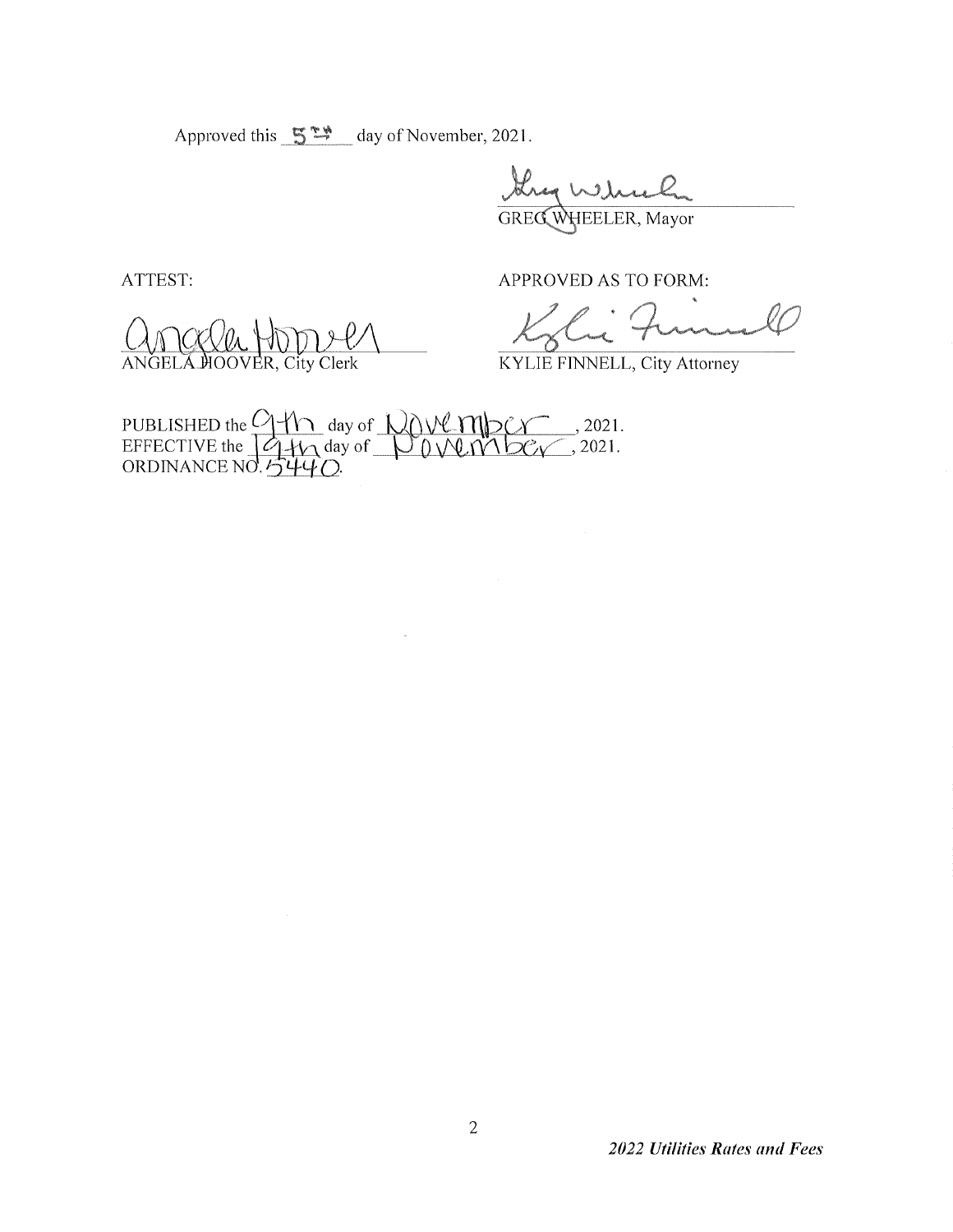Approved this 5th day of November, 2021.

GREG WHEELER, Mayor

ATTEST:

ANGELA HOOVER, City Clerk

APPROVED AS TO FORM:

KYLIE FINNELL, City Attorney

PUBLISHED the 9th day of November, 2021.
EFFECTIVE the 19th day of November, 2021.
ORDINANCE NO. 5440.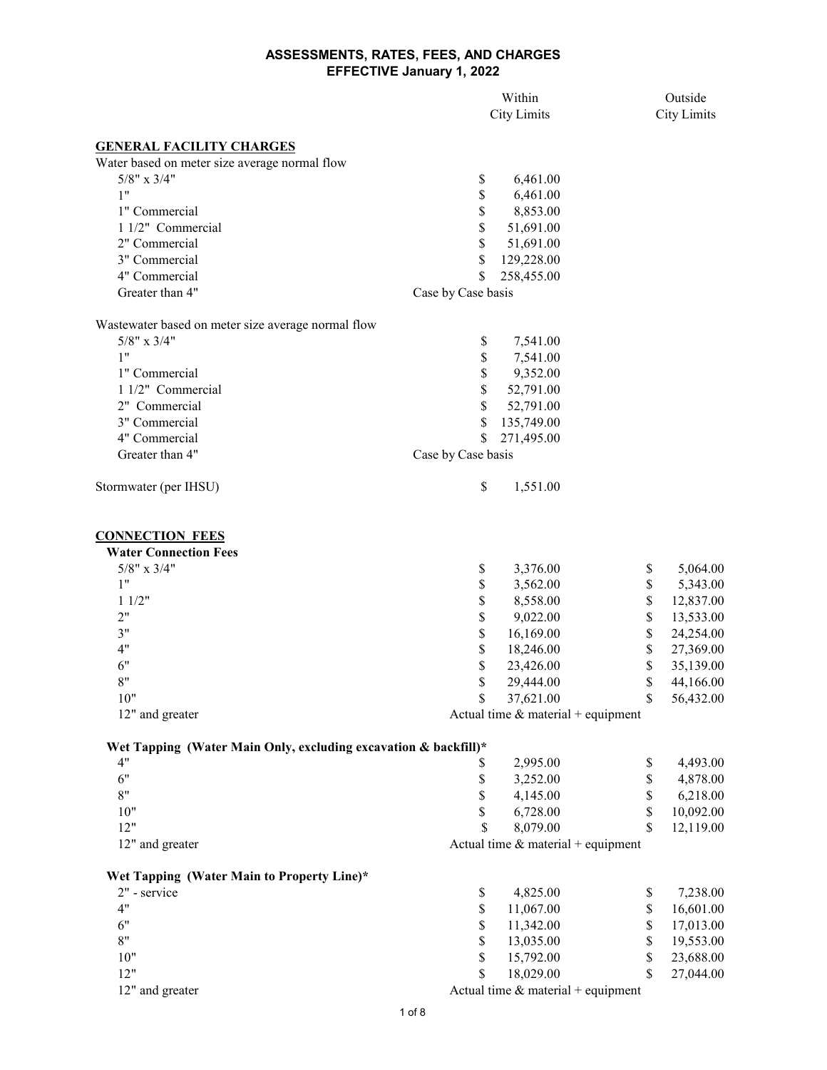# ASSESSMENTS, RATES, FEES, AND CHARGES
## EFFECTIVE January 1, 2022

| | Within City Limits | Outside City Limits |
|---|---|---|
| **GENERAL FACILITY CHARGES** | | |
| Water based on meter size average normal flow | | |
| 5/8" x 3/4" | $ 6,461.00 | |
| 1" | $ 6,461.00 | |
| 1" Commercial | $ 8,853.00 | |
| 1 1/2" Commercial | $ 51,691.00 | |
| 2" Commercial | $ 51,691.00 | |
| 3" Commercial | $ 129,228.00 | |
| 4" Commercial | $ 258,455.00 | |
| Greater than 4" | Case by Case basis | |
| Wastewater based on meter size average normal flow | | |
| 5/8" x 3/4" | $ 7,541.00 | |
| 1" | $ 7,541.00 | |
| 1" Commercial | $ 9,352.00 | |
| 1 1/2" Commercial | $ 52,791.00 | |
| 2" Commercial | $ 52,791.00 | |
| 3" Commercial | $ 135,749.00 | |
| 4" Commercial | $ 271,495.00 | |
| Greater than 4" | Case by Case basis | |
| Stormwater (per IHSU) | $ 1,551.00 | |
| **CONNECTION FEES** | | |
| **Water Connection Fees** | | |
| 5/8" x 3/4" | $ 3,376.00 | $ 5,064.00 |
| 1" | $ 3,562.00 | $ 5,343.00 |
| 1 1/2" | $ 8,558.00 | $ 12,837.00 |
| 2" | $ 9,022.00 | $ 13,533.00 |
| 3" | $ 16,169.00 | $ 24,254.00 |
| 4" | $ 18,246.00 | $ 27,369.00 |
| 6" | $ 23,426.00 | $ 35,139.00 |
| 8" | $ 29,444.00 | $ 44,166.00 |
| 10" | $ 37,621.00 | $ 56,432.00 |
| 12" and greater | Actual time & material + equipment | |
| **Wet Tapping (Water Main Only, excluding excavation & backfill)*** | | |
| 4" | $ 2,995.00 | $ 4,493.00 |
| 6" | $ 3,252.00 | $ 4,878.00 |
| 8" | $ 4,145.00 | $ 6,218.00 |
| 10" | $ 6,728.00 | $ 10,092.00 |
| 12" | $ 8,079.00 | $ 12,119.00 |
| 12" and greater | Actual time & material + equipment | |
| **Wet Tapping (Water Main to Property Line)*** | | |
| 2" - service | $ 4,825.00 | $ 7,238.00 |
| 4" | $ 11,067.00 | $ 16,601.00 |
| 6" | $ 11,342.00 | $ 17,013.00 |
| 8" | $ 13,035.00 | $ 19,553.00 |
| 10" | $ 15,792.00 | $ 23,688.00 |
| 12" | $ 18,029.00 | $ 27,044.00 |
| 12" and greater | Actual time & material + equipment | |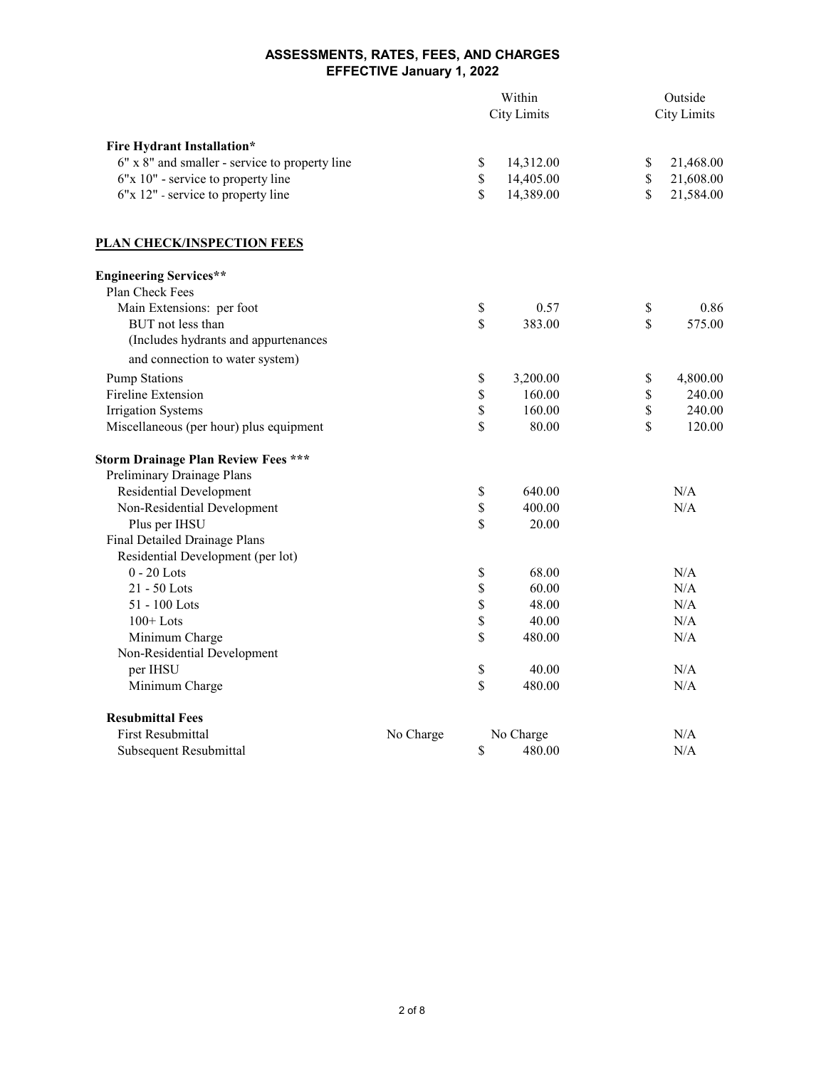# ASSESSMENTS, RATES, FEES, AND CHARGES
## EFFECTIVE January 1, 2022

| | | Within City Limits | Outside City Limits |
|---|---|---|---|
| **Fire Hydrant Installation*** | | | |
| 6" x 8" and smaller - service to property line | | $ 14,312.00 | $ 21,468.00 |
| 6"x 10" - service to property line | | $ 14,405.00 | $ 21,608.00 |
| 6"x 12" - service to property line | | $ 14,389.00 | $ 21,584.00 |

## PLAN CHECK/INSPECTION FEES

| | | Within City Limits | Outside City Limits |
|---|---|---|---|
| **Engineering Services**** | | | |
| Plan Check Fees | | | |
| Main Extensions: per foot | | $ 0.57 | $ 0.86 |
| BUT not less than | | $ 383.00 | $ 575.00 |
| (Includes hydrants and appurtenances and connection to water system) | | | |
| Pump Stations | | $ 3,200.00 | $ 4,800.00 |
| Fireline Extension | | $ 160.00 | $ 240.00 |
| Irrigation Systems | | $ 160.00 | $ 240.00 |
| Miscellaneous (per hour) plus equipment | | $ 80.00 | $ 120.00 |
| **Storm Drainage Plan Review Fees ***** | | | |
| Preliminary Drainage Plans | | | |
| Residential Development | | $ 640.00 | N/A |
| Non-Residential Development | | $ 400.00 | N/A |
| Plus per IHSU | | $ 20.00 | |
| Final Detailed Drainage Plans | | | |
| Residential Development (per lot) | | | |
| 0 - 20 Lots | | $ 68.00 | N/A |
| 21 - 50 Lots | | $ 60.00 | N/A |
| 51 - 100 Lots | | $ 48.00 | N/A |
| 100+ Lots | | $ 40.00 | N/A |
| Minimum Charge | | $ 480.00 | N/A |
| Non-Residential Development | | | |
| per IHSU | | $ 40.00 | N/A |
| Minimum Charge | | $ 480.00 | N/A |
| **Resubmittal Fees** | | | |
| First Resubmittal | No Charge | No Charge | N/A |
| Subsequent Resubmittal | | $ 480.00 | N/A |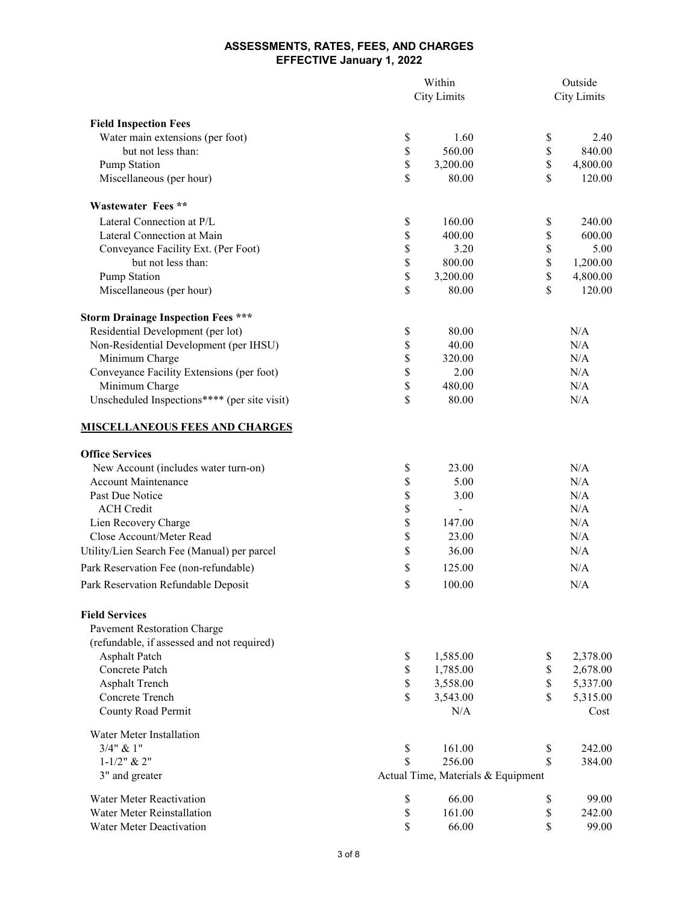# ASSESSMENTS, RATES, FEES, AND CHARGES
## EFFECTIVE January 1, 2022

| | Within City Limits | Outside City Limits |
|---|---|---|
| **Field Inspection Fees** | | |
| Water main extensions (per foot) | $ 1.60 | $ 2.40 |
| but not less than: | $ 560.00 | $ 840.00 |
| Pump Station | $ 3,200.00 | $ 4,800.00 |
| Miscellaneous (per hour) | $ 80.00 | $ 120.00 |
| **Wastewater Fees ** ** | | |
| Lateral Connection at P/L | $ 160.00 | $ 240.00 |
| Lateral Connection at Main | $ 400.00 | $ 600.00 |
| Conveyance Facility Ext. (Per Foot) | $ 3.20 | $ 5.00 |
| but not less than: | $ 800.00 | $ 1,200.00 |
| Pump Station | $ 3,200.00 | $ 4,800.00 |
| Miscellaneous (per hour) | $ 80.00 | $ 120.00 |
| **Storm Drainage Inspection Fees *** ** | | |
| Residential Development (per lot) | $ 80.00 | N/A |
| Non-Residential Development (per IHSU) | $ 40.00 | N/A |
| Minimum Charge | $ 320.00 | N/A |
| Conveyance Facility Extensions (per foot) | $ 2.00 | N/A |
| Minimum Charge | $ 480.00 | N/A |
| Unscheduled Inspections**** (per site visit) | $ 80.00 | N/A |

## MISCELLANEOUS FEES AND CHARGES

| | Within City Limits | Outside City Limits |
|---|---|---|
| **Office Services** | | |
| New Account (includes water turn-on) | $ 23.00 | N/A |
| Account Maintenance | $ 5.00 | N/A |
| Past Due Notice | $ 3.00 | N/A |
| ACH Credit | $ - | N/A |
| Lien Recovery Charge | $ 147.00 | N/A |
| Close Account/Meter Read | $ 23.00 | N/A |
| Utility/Lien Search Fee (Manual) per parcel | $ 36.00 | N/A |
| Park Reservation Fee (non-refundable) | $ 125.00 | N/A |
| Park Reservation Refundable Deposit | $ 100.00 | N/A |
| **Field Services** | | |
| Pavement Restoration Charge (refundable, if assessed and not required) | | |
| Asphalt Patch | $ 1,585.00 | $ 2,378.00 |
| Concrete Patch | $ 1,785.00 | $ 2,678.00 |
| Asphalt Trench | $ 3,558.00 | $ 5,337.00 |
| Concrete Trench | $ 3,543.00 | $ 5,315.00 |
| County Road Permit | N/A | Cost |
| Water Meter Installation | | |
| 3/4" & 1" | $ 161.00 | $ 242.00 |
| 1-1/2" & 2" | $ 256.00 | $ 384.00 |
| 3" and greater | Actual Time, Materials & Equipment | |
| Water Meter Reactivation | $ 66.00 | $ 99.00 |
| Water Meter Reinstallation | $ 161.00 | $ 242.00 |
| Water Meter Deactivation | $ 66.00 | $ 99.00 |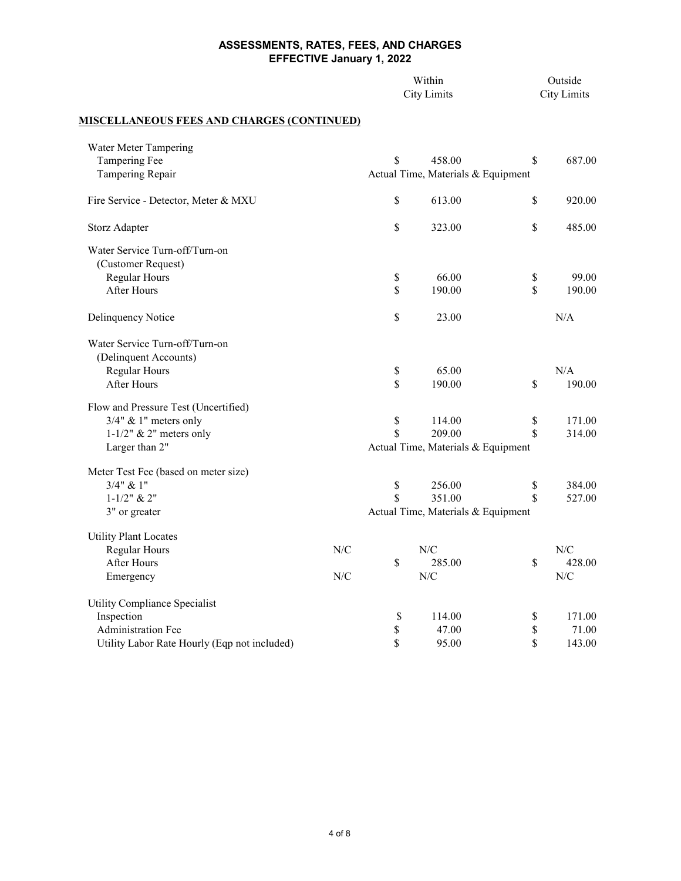**ASSESSMENTS, RATES, FEES, AND CHARGES**
**EFFECTIVE January 1, 2022**

## MISCELLANEOUS FEES AND CHARGES (CONTINUED)

| | | Within City Limits | Outside City Limits |
|---|---|---|---|
| **Water Meter Tampering** | | | |
| Tampering Fee | | $ 458.00 | $ 687.00 |
| Tampering Repair | | Actual Time, Materials & Equipment | |
| Fire Service - Detector, Meter & MXU | | $ 613.00 | $ 920.00 |
| Storz Adapter | | $ 323.00 | $ 485.00 |
| **Water Service Turn-off/Turn-on (Customer Request)** | | | |
| Regular Hours | | $ 66.00 | $ 99.00 |
| After Hours | | $ 190.00 | $ 190.00 |
| Delinquency Notice | | $ 23.00 | N/A |
| **Water Service Turn-off/Turn-on (Delinquent Accounts)** | | | |
| Regular Hours | | $ 65.00 | N/A |
| After Hours | | $ 190.00 | $ 190.00 |
| **Flow and Pressure Test (Uncertified)** | | | |
| 3/4" & 1" meters only | | $ 114.00 | $ 171.00 |
| 1-1/2" & 2" meters only | | $ 209.00 | $ 314.00 |
| Larger than 2" | | Actual Time, Materials & Equipment | |
| **Meter Test Fee (based on meter size)** | | | |
| 3/4" & 1" | | $ 256.00 | $ 384.00 |
| 1-1/2" & 2" | | $ 351.00 | $ 527.00 |
| 3" or greater | | Actual Time, Materials & Equipment | |
| **Utility Plant Locates** | | | |
| Regular Hours | N/C | N/C | N/C |
| After Hours | | $ 285.00 | $ 428.00 |
| Emergency | N/C | N/C | N/C |
| **Utility Compliance Specialist** | | | |
| Inspection | | $ 114.00 | $ 171.00 |
| Administration Fee | | $ 47.00 | $ 71.00 |
| Utility Labor Rate Hourly (Eqp not included) | | $ 95.00 | $ 143.00 |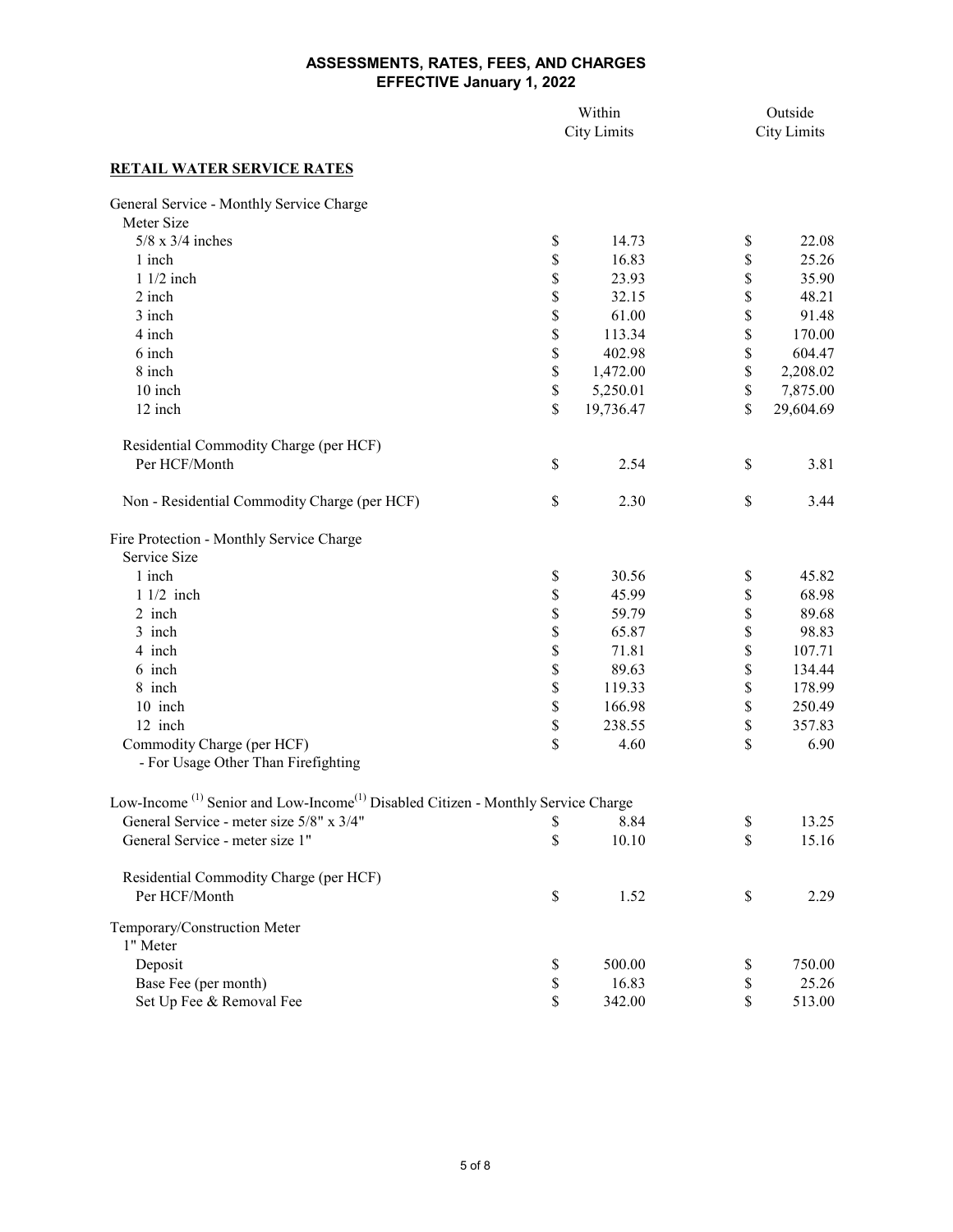# ASSESSMENTS, RATES, FEES, AND CHARGES
## EFFECTIVE January 1, 2022

| | Within City Limits | Outside City Limits |
|---|---|---|
| **RETAIL WATER SERVICE RATES** | | |
| General Service - Monthly Service Charge | | |
| Meter Size | | |
| 5/8 x 3/4 inches | $ 14.73 | $ 22.08 |
| 1 inch | $ 16.83 | $ 25.26 |
| 1 1/2 inch | $ 23.93 | $ 35.90 |
| 2 inch | $ 32.15 | $ 48.21 |
| 3 inch | $ 61.00 | $ 91.48 |
| 4 inch | $ 113.34 | $ 170.00 |
| 6 inch | $ 402.98 | $ 604.47 |
| 8 inch | $ 1,472.00 | $ 2,208.02 |
| 10 inch | $ 5,250.01 | $ 7,875.00 |
| 12 inch | $ 19,736.47 | $ 29,604.69 |
| Residential Commodity Charge (per HCF) | | |
| Per HCF/Month | $ 2.54 | $ 3.81 |
| Non - Residential Commodity Charge (per HCF) | $ 2.30 | $ 3.44 |
| Fire Protection - Monthly Service Charge | | |
| Service Size | | |
| 1 inch | $ 30.56 | $ 45.82 |
| 1 1/2 inch | $ 45.99 | $ 68.98 |
| 2 inch | $ 59.79 | $ 89.68 |
| 3 inch | $ 65.87 | $ 98.83 |
| 4 inch | $ 71.81 | $ 107.71 |
| 6 inch | $ 89.63 | $ 134.44 |
| 8 inch | $ 119.33 | $ 178.99 |
| 10 inch | $ 166.98 | $ 250.49 |
| 12 inch | $ 238.55 | $ 357.83 |
| Commodity Charge (per HCF) - For Usage Other Than Firefighting | $ 4.60 | $ 6.90 |
| Low-Income [(1)] Senior and Low-Income[(1)] Disabled Citizen - Monthly Service Charge | | |
| General Service - meter size 5/8" x 3/4" | $ 8.84 | $ 13.25 |
| General Service - meter size 1" | $ 10.10 | $ 15.16 |
| Residential Commodity Charge (per HCF) | | |
| Per HCF/Month | $ 1.52 | $ 2.29 |
| Temporary/Construction Meter | | |
| 1" Meter | | |
| Deposit | $ 500.00 | $ 750.00 |
| Base Fee (per month) | $ 16.83 | $ 25.26 |
| Set Up Fee & Removal Fee | $ 342.00 | $ 513.00 |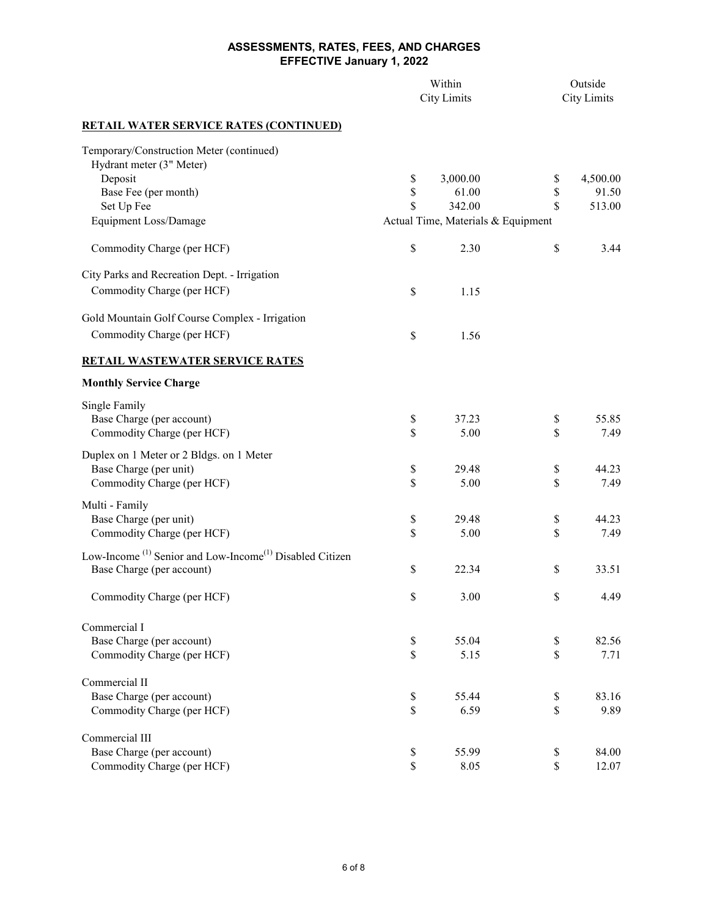## ASSESSMENTS, RATES, FEES, AND CHARGES
## EFFECTIVE January 1, 2022

| | Within City Limits | Outside City Limits |
|---|---|---|
| **RETAIL WATER SERVICE RATES (CONTINUED)** | | |
| Temporary/Construction Meter (continued) | | |
| Hydrant meter (3" Meter) | | |
| Deposit | $ 3,000.00 | $ 4,500.00 |
| Base Fee (per month) | $ 61.00 | $ 91.50 |
| Set Up Fee | $ 342.00 | $ 513.00 |
| Equipment Loss/Damage | Actual Time, Materials & Equipment | |
| Commodity Charge (per HCF) | $ 2.30 | $ 3.44 |
| City Parks and Recreation Dept. - Irrigation | | |
| Commodity Charge (per HCF) | $ 1.15 | |
| Gold Mountain Golf Course Complex - Irrigation | | |
| Commodity Charge (per HCF) | $ 1.56 | |
| **RETAIL WASTEWATER SERVICE RATES** | | |
| **Monthly Service Charge** | | |
| Single Family | | |
| Base Charge (per account) | $ 37.23 | $ 55.85 |
| Commodity Charge (per HCF) | $ 5.00 | $ 7.49 |
| Duplex on 1 Meter or 2 Bldgs. on 1 Meter | | |
| Base Charge (per unit) | $ 29.48 | $ 44.23 |
| Commodity Charge (per HCF) | $ 5.00 | $ 7.49 |
| Multi - Family | | |
| Base Charge (per unit) | $ 29.48 | $ 44.23 |
| Commodity Charge (per HCF) | $ 5.00 | $ 7.49 |
| Low-Income [(1)] Senior and Low-Income[(1)] Disabled Citizen | | |
| Base Charge (per account) | $ 22.34 | $ 33.51 |
| Commodity Charge (per HCF) | $ 3.00 | $ 4.49 |
| Commercial I | | |
| Base Charge (per account) | $ 55.04 | $ 82.56 |
| Commodity Charge (per HCF) | $ 5.15 | $ 7.71 |
| Commercial II | | |
| Base Charge (per account) | $ 55.44 | $ 83.16 |
| Commodity Charge (per HCF) | $ 6.59 | $ 9.89 |
| Commercial III | | |
| Base Charge (per account) | $ 55.99 | $ 84.00 |
| Commodity Charge (per HCF) | $ 8.05 | $ 12.07 |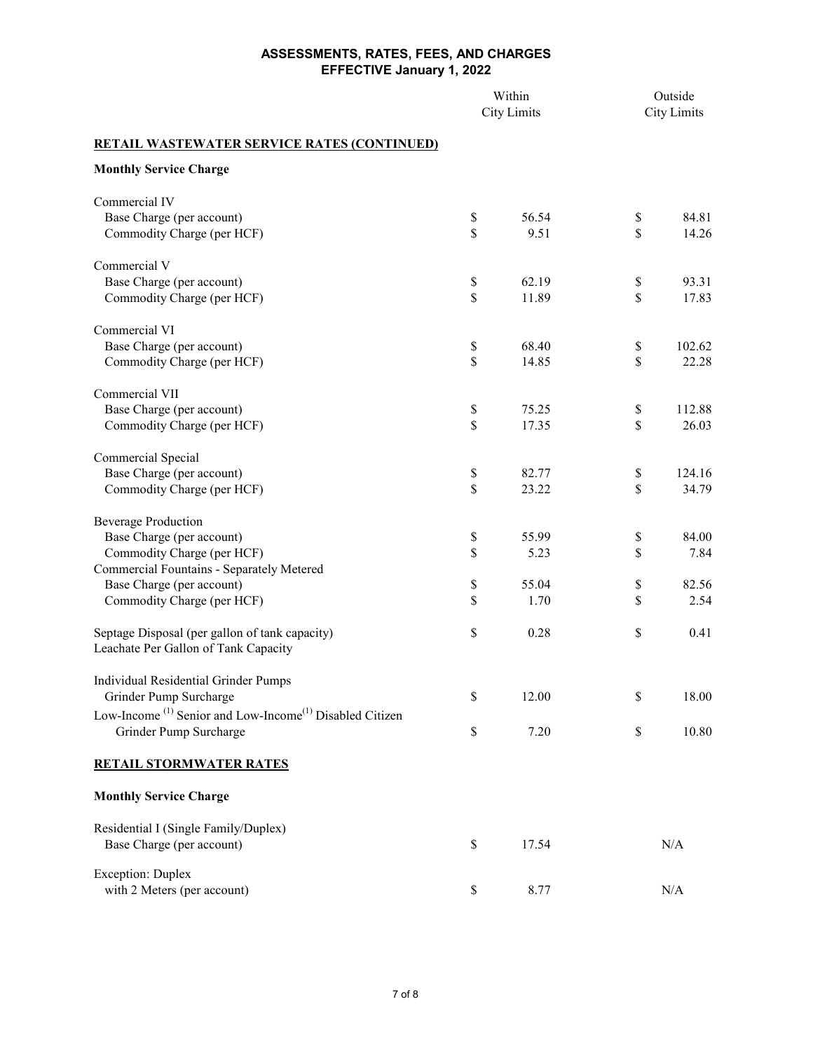## ASSESSMENTS, RATES, FEES, AND CHARGES
## EFFECTIVE January 1, 2022

| | Within City Limits | Outside City Limits |
|---|---|---|
| **RETAIL WASTEWATER SERVICE RATES (CONTINUED)** | | |
| **Monthly Service Charge** | | |
| Commercial IV | | |
| Base Charge (per account) | $ 56.54 | $ 84.81 |
| Commodity Charge (per HCF) | $ 9.51 | $ 14.26 |
| Commercial V | | |
| Base Charge (per account) | $ 62.19 | $ 93.31 |
| Commodity Charge (per HCF) | $ 11.89 | $ 17.83 |
| Commercial VI | | |
| Base Charge (per account) | $ 68.40 | $ 102.62 |
| Commodity Charge (per HCF) | $ 14.85 | $ 22.28 |
| Commercial VII | | |
| Base Charge (per account) | $ 75.25 | $ 112.88 |
| Commodity Charge (per HCF) | $ 17.35 | $ 26.03 |
| Commercial Special | | |
| Base Charge (per account) | $ 82.77 | $ 124.16 |
| Commodity Charge (per HCF) | $ 23.22 | $ 34.79 |
| Beverage Production | | |
| Base Charge (per account) | $ 55.99 | $ 84.00 |
| Commodity Charge (per HCF) | $ 5.23 | $ 7.84 |
| Commercial Fountains - Separately Metered | | |
| Base Charge (per account) | $ 55.04 | $ 82.56 |
| Commodity Charge (per HCF) | $ 1.70 | $ 2.54 |
| Septage Disposal (per gallon of tank capacity) | $ 0.28 | $ 0.41 |
| Leachate Per Gallon of Tank Capacity | | |
| Individual Residential Grinder Pumps | | |
| Grinder Pump Surcharge | $ 12.00 | $ 18.00 |
| Low-Income [1] Senior and Low-Income[1] Disabled Citizen Grinder Pump Surcharge | $ 7.20 | $ 10.80 |
| **RETAIL STORMWATER RATES** | | |
| **Monthly Service Charge** | | |
| Residential I (Single Family/Duplex) | | |
| Base Charge (per account) | $ 17.54 | N/A |
| Exception: Duplex with 2 Meters (per account) | $ 8.77 | N/A |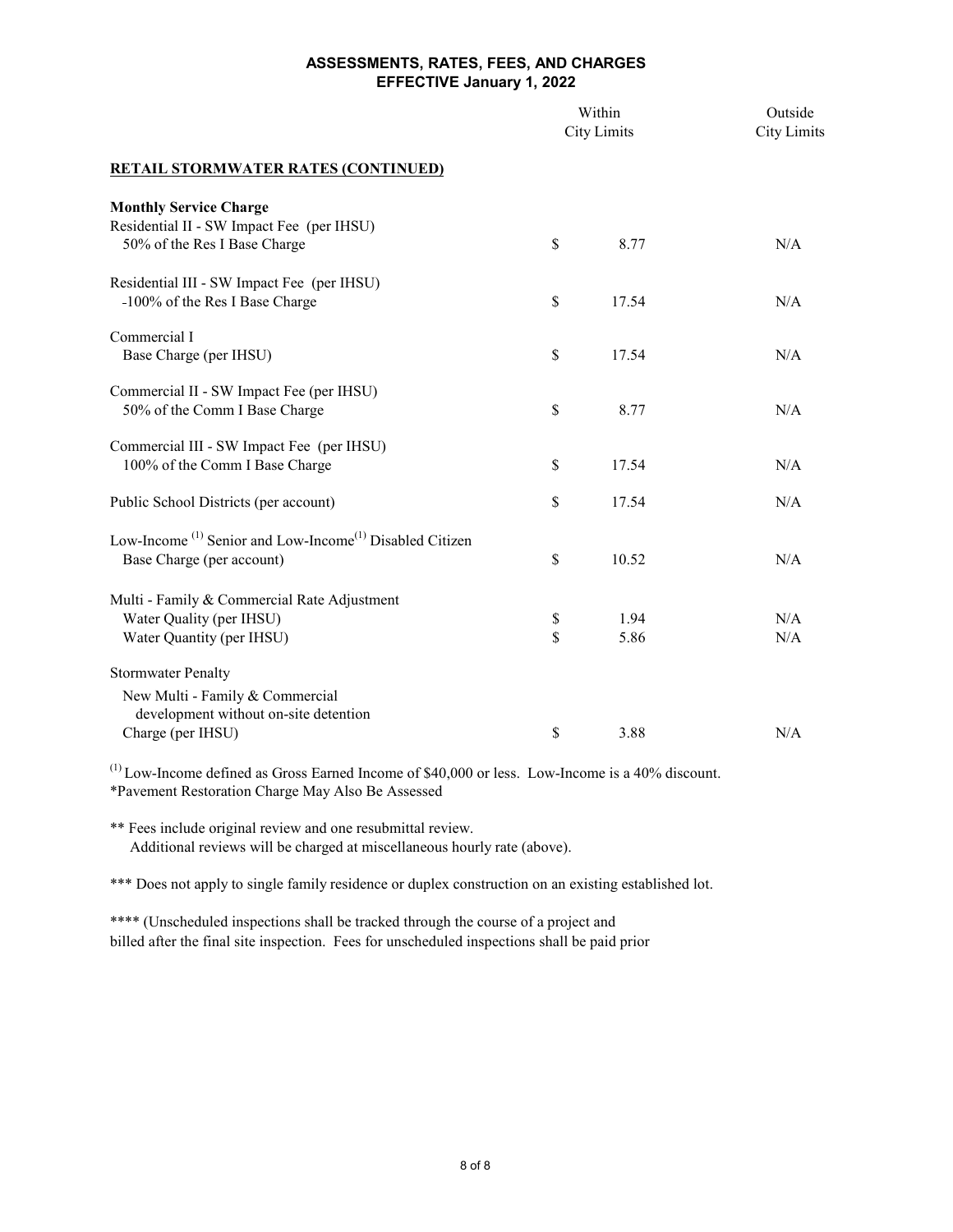**ASSESSMENTS, RATES, FEES, AND CHARGES**
**EFFECTIVE January 1, 2022**

| | Within City Limits | Outside City Limits |
|---|---|---|
| **RETAIL STORMWATER RATES (CONTINUED)** | | |
| **Monthly Service Charge** | | |
| Residential II - SW Impact Fee (per IHSU) | | |
| 50% of the Res I Base Charge | $ 8.77 | N/A |
| Residential III - SW Impact Fee (per IHSU) | | |
| -100% of the Res I Base Charge | $ 17.54 | N/A |
| Commercial I | | |
| Base Charge (per IHSU) | $ 17.54 | N/A |
| Commercial II - SW Impact Fee (per IHSU) | | |
| 50% of the Comm I Base Charge | $ 8.77 | N/A |
| Commercial III - SW Impact Fee (per IHSU) | | |
| 100% of the Comm I Base Charge | $ 17.54 | N/A |
| Public School Districts (per account) | $ 17.54 | N/A |
| Low-Income [(1)] Senior and Low-Income[(1)] Disabled Citizen | | |
| Base Charge (per account) | $ 10.52 | N/A |
| Multi - Family & Commercial Rate Adjustment | | |
| Water Quality (per IHSU) | $ 1.94 | N/A |
| Water Quantity (per IHSU) | $ 5.86 | N/A |
| Stormwater Penalty | | |
| New Multi - Family & Commercial development without on-site detention | | |
| Charge (per IHSU) | $ 3.88 | N/A |

[(1)] Low-Income defined as Gross Earned Income of $40,000 or less. Low-Income is a 40% discount.
*Pavement Restoration Charge May Also Be Assessed

** Fees include original review and one resubmittal review.
Additional reviews will be charged at miscellaneous hourly rate (above).

*** Does not apply to single family residence or duplex construction on an existing established lot.

**** (Unscheduled inspections shall be tracked through the course of a project and billed after the final site inspection. Fees for unscheduled inspections shall be paid prior